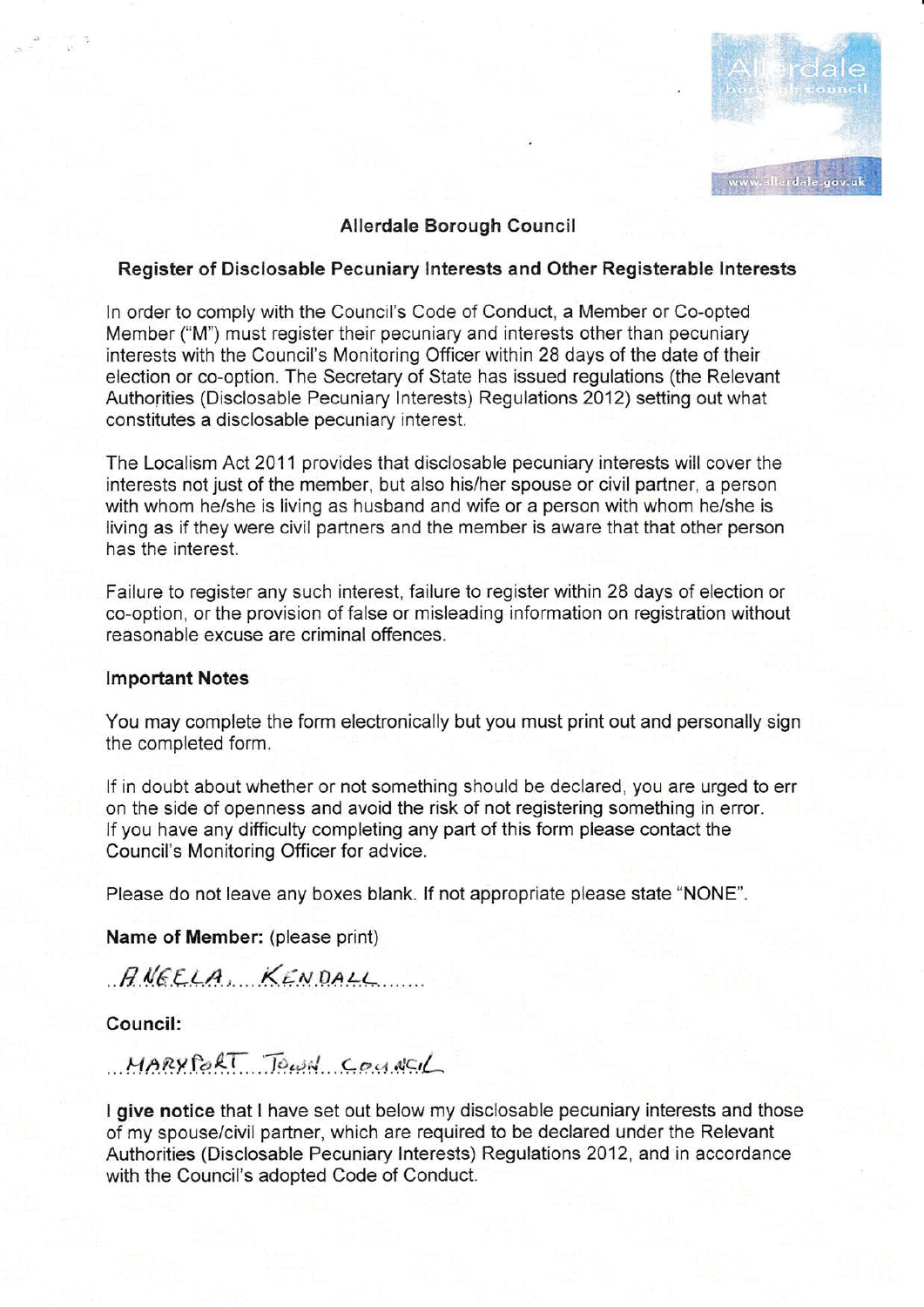# Allerdale Borough Council

## Register of Disclosable Pecuniary Interests and Other Registerable Interests

In order to comply with the Council's Code of Conduct, a Member or Co-opted Member ("M") must register their pecuniary and interests other than pecuniary interests with the Council's Monitoring Officer within 28 days of the date of their election or co-option. The Secretary of State has issued regulations (the Relevant Authorities (Disclosable Pecuniary Interests) Regulations 2012) setting out what constitutes a disclosable pecuniary interest.

The Localism Act 2011 provides that disclosable pecuniary interests will cover the interests not just of the member, but also his/her spouse or civil partner, a person with whom he/she is living as husband and wife or a person with whom he/she is living as if they were civil partners and the member is aware that that other person has the interest.

Failure to register any such interest, failure to register within 28 days of election or co-option, or the provision of false or misleading information on registration without reasonable excuse are criminal offences.

### Important Notes

You may complete the form electronically but you must print out and personally sign the completed form.

If in doubt about whether or not something should be declared, you are urged to err on the side of openness and avoid the risk of not registering something in error. If you have any difficulty completing any part of this form please contact the Council's Monitoring Officer for advice.

Please do not leave any boxes blank. If not appropriate please state "NONE".

**Name of Member:** (please print)

ANGELA KENDALL

**Council:**

MARYPORT TOWN COUNCIL

**I give notice** that I have set out below my disclosable pecuniary interests and those of my spouse/civil partner, which are required to be declared under the Relevant Authorities (Disclosable Pecuniary Interests) Regulations 2012, and in accordance with the Council's adopted Code of Conduct.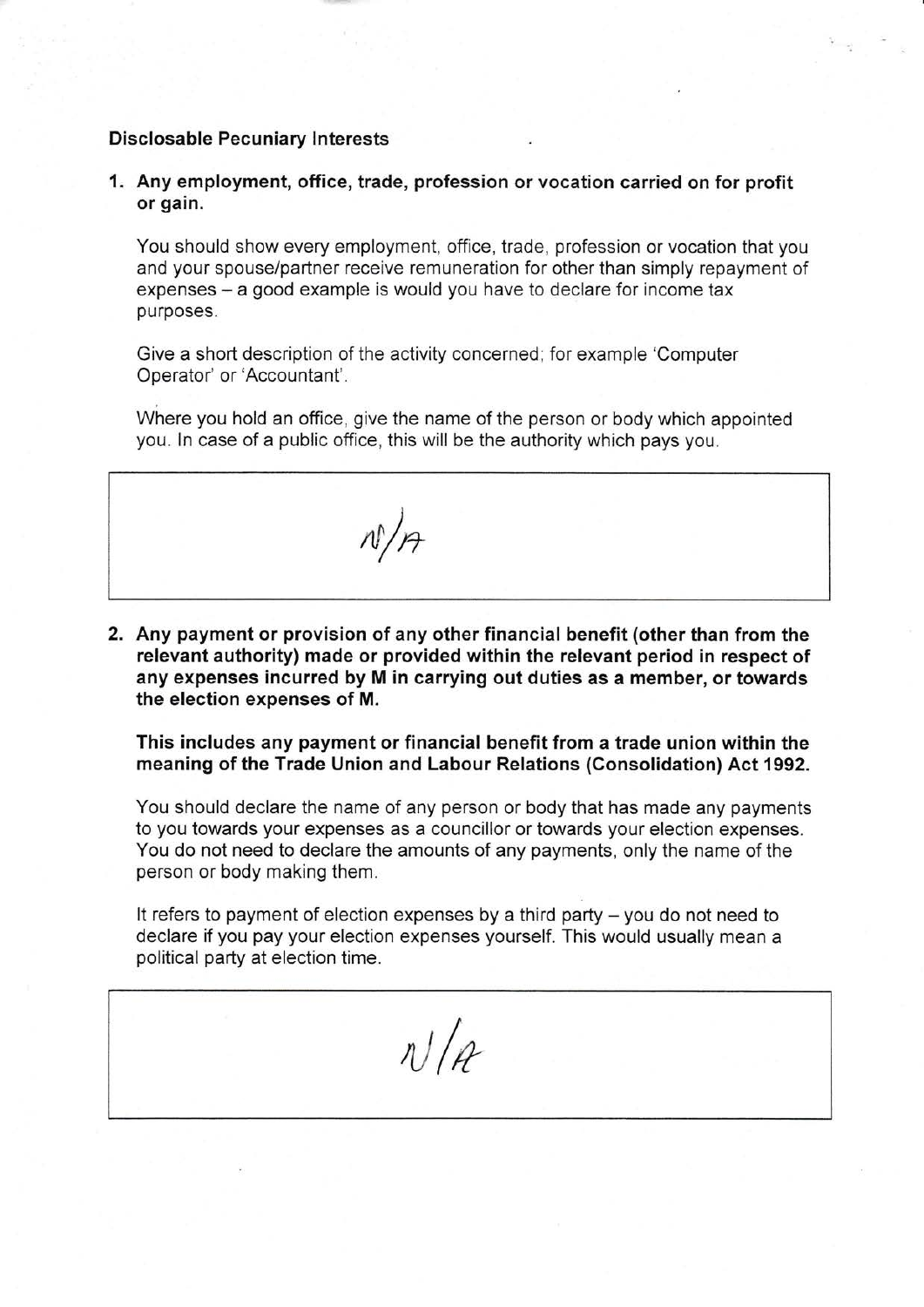**Disclosable Pecuniary Interests**

1. **Any employment, office, trade, profession or vocation carried on for profit or gain.**

   You should show every employment, office, trade, profession or vocation that you and your spouse/partner receive remuneration for other than simply repayment of expenses – a good example is would you have to declare for income tax purposes.

   Give a short description of the activity concerned; for example 'Computer Operator' or 'Accountant'.

   Where you hold an office, give the name of the person or body which appointed you. In case of a public office, this will be the authority which pays you.

| N/A |
| --- |

2. **Any payment or provision of any other financial benefit (other than from the relevant authority) made or provided within the relevant period in respect of any expenses incurred by M in carrying out duties as a member, or towards the election expenses of M.**

   **This includes any payment or financial benefit from a trade union within the meaning of the Trade Union and Labour Relations (Consolidation) Act 1992.**

   You should declare the name of any person or body that has made any payments to you towards your expenses as a councillor or towards your election expenses. You do not need to declare the amounts of any payments, only the name of the person or body making them.

   It refers to payment of election expenses by a third party – you do not need to declare if you pay your election expenses yourself. This would usually mean a political party at election time.

| N/A |
| --- |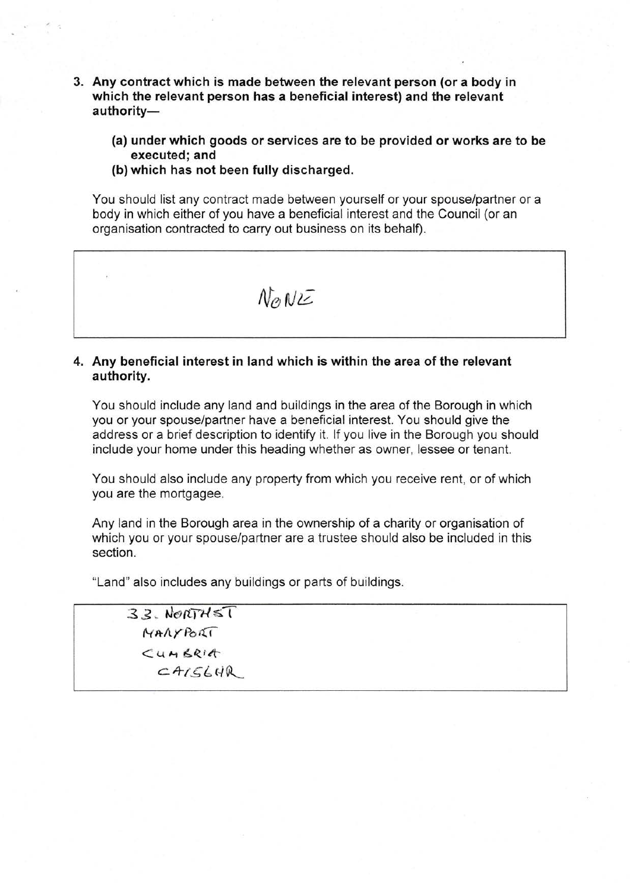3. **Any contract which is made between the relevant person (or a body in which the relevant person has a beneficial interest) and the relevant authority—**

   **(a) under which goods or services are to be provided or works are to be executed; and**

   **(b) which has not been fully discharged.**

   You should list any contract made between yourself or your spouse/partner or a body in which either of you have a beneficial interest and the Council (or an organisation contracted to carry out business on its behalf).

| NONE |
|---|

4. **Any beneficial interest in land which is within the area of the relevant authority.**

   You should include any land and buildings in the area of the Borough in which you or your spouse/partner have a beneficial interest. You should give the address or a brief description to identify it. If you live in the Borough you should include your home under this heading whether as owner, lessee or tenant.

   You should also include any property from which you receive rent, or of which you are the mortgagee.

   Any land in the Borough area in the ownership of a charity or organisation of which you or your spouse/partner are a trustee should also be included in this section.

   "Land" also includes any buildings or parts of buildings.

| 33. NORTH ST<br>MARYPORT<br>CUMBRIA<br>CA15 6HR |
|---|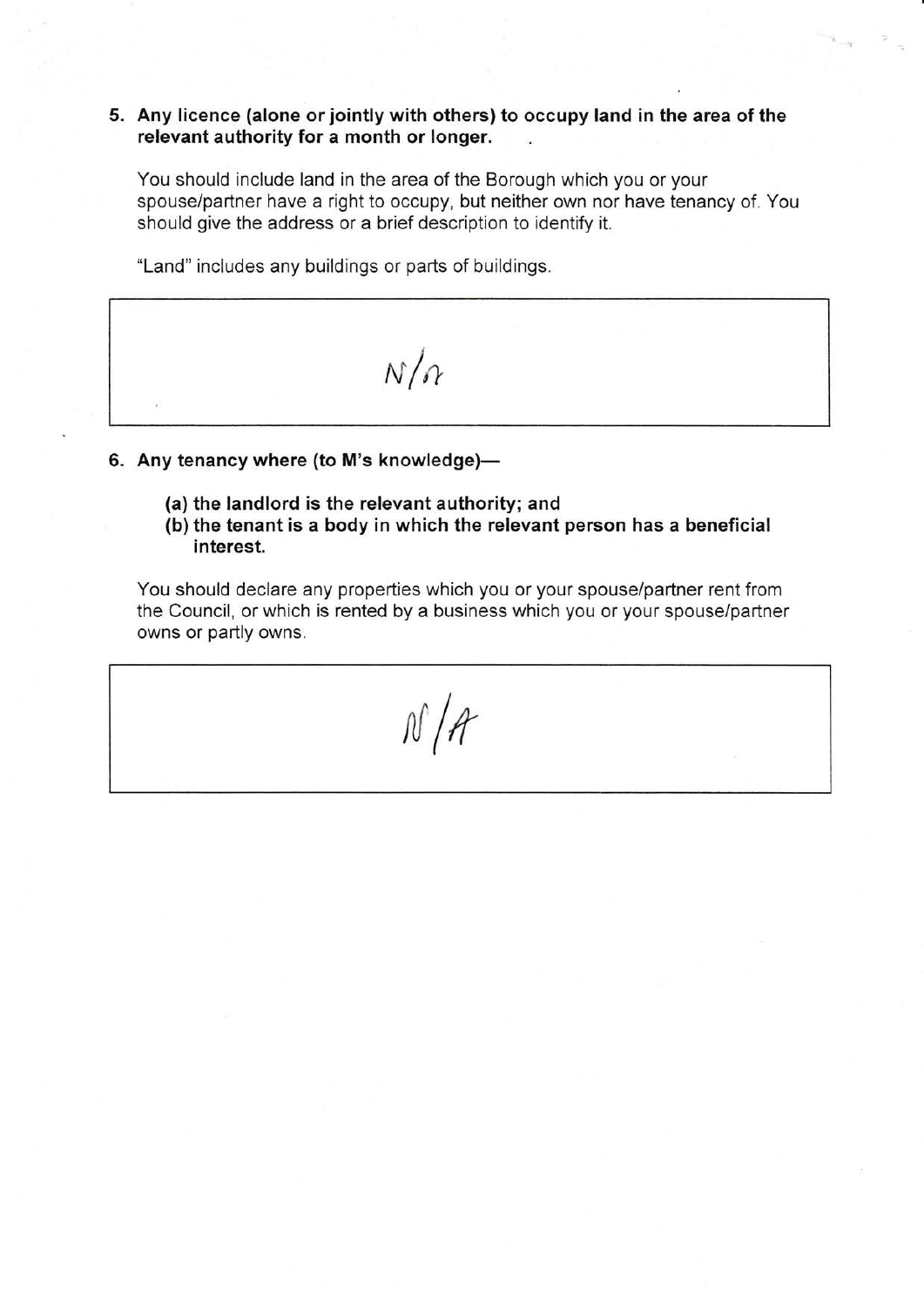**5. Any licence (alone or jointly with others) to occupy land in the area of the relevant authority for a month or longer.**

You should include land in the area of the Borough which you or your spouse/partner have a right to occupy, but neither own nor have tenancy of. You should give the address or a brief description to identify it.

"Land" includes any buildings or parts of buildings.

| N/a |
|---|

**6. Any tenancy where (to M's knowledge)—**

**(a) the landlord is the relevant authority; and**
**(b) the tenant is a body in which the relevant person has a beneficial interest.**

You should declare any properties which you or your spouse/partner rent from the Council, or which is rented by a business which you or your spouse/partner owns or partly owns.

| N/A |
|---|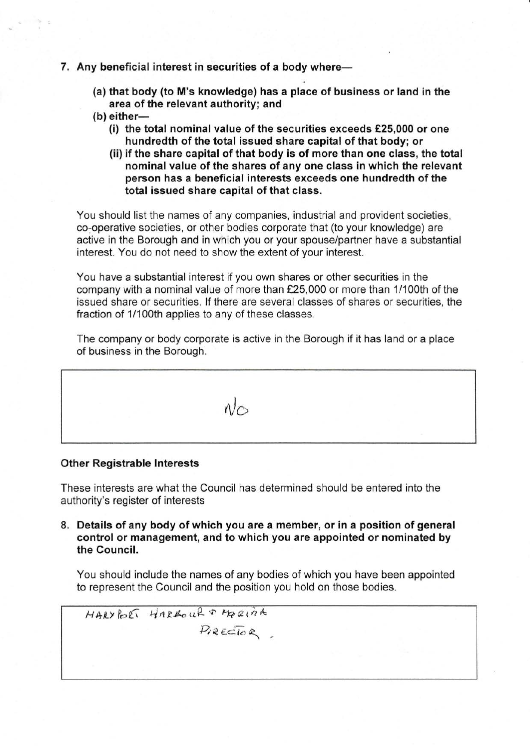7. **Any beneficial interest in securities of a body where—**

   **(a) that body (to M's knowledge) has a place of business or land in the area of the relevant authority; and**

   **(b) either—**

   **(i) the total nominal value of the securities exceeds £25,000 or one hundredth of the total issued share capital of that body; or**

   **(ii) if the share capital of that body is of more than one class, the total nominal value of the shares of any one class in which the relevant person has a beneficial interests exceeds one hundredth of the total issued share capital of that class.**

   You should list the names of any companies, industrial and provident societies, co-operative societies, or other bodies corporate that (to your knowledge) are active in the Borough and in which you or your spouse/partner have a substantial interest. You do not need to show the extent of your interest.

   You have a substantial interest if you own shares or other securities in the company with a nominal value of more than £25,000 or more than 1/100th of the issued share or securities. If there are several classes of shares or securities, the fraction of 1/100th applies to any of these classes.

   The company or body corporate is active in the Borough if it has land or a place of business in the Borough.

| No |
|---|

**Other Registrable Interests**

These interests are what the Council has determined should be entered into the authority's register of interests

8. **Details of any body of which you are a member, or in a position of general control or management, and to which you are appointed or nominated by the Council.**

   You should include the names of any bodies of which you have been appointed to represent the Council and the position you hold on those bodies.

| MARYPORT HARBOUR & MARINA DIRECTOR |
|---|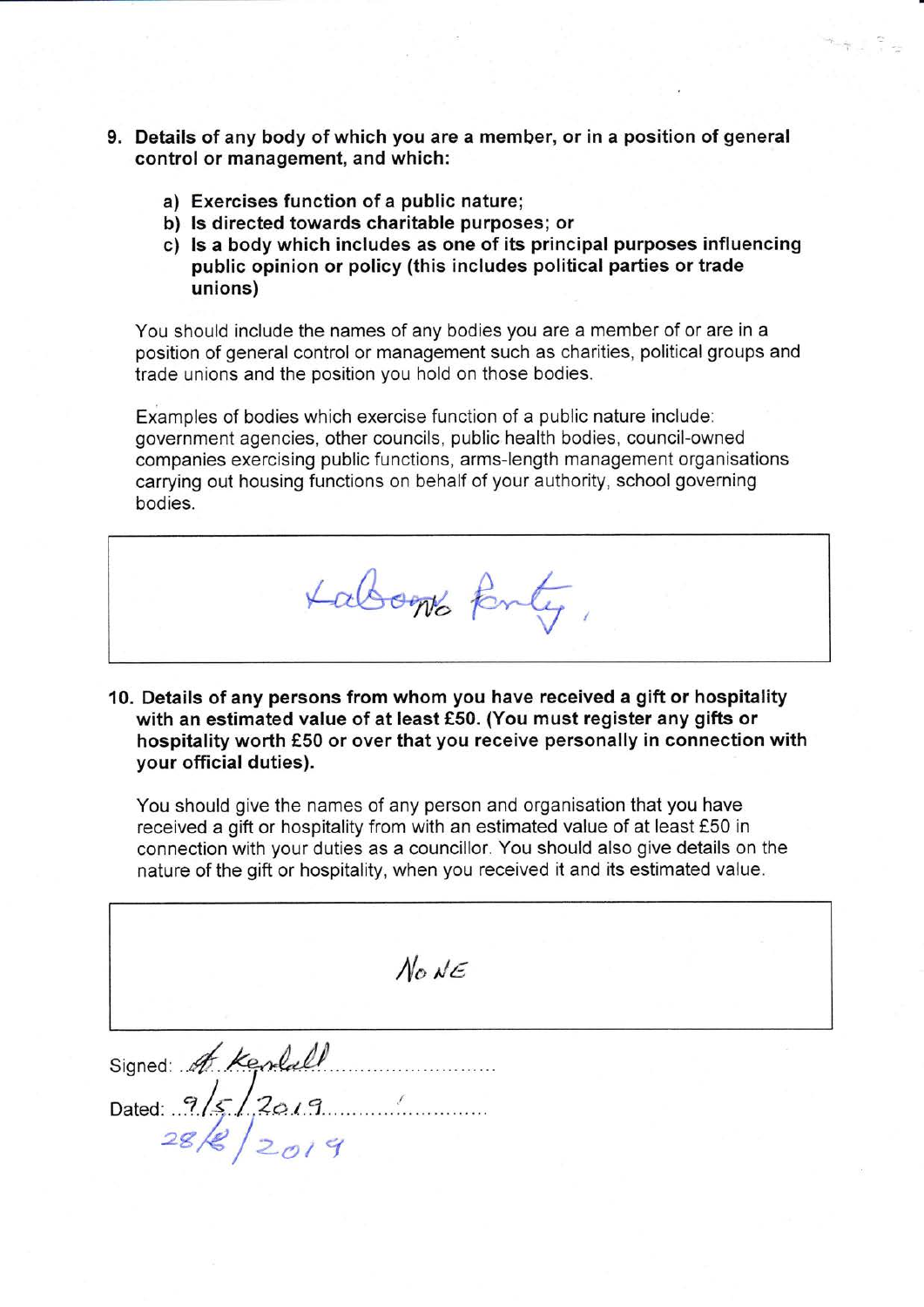9. **Details of any body of which you are a member, or in a position of general control or management, and which:**

   a) **Exercises function of a public nature;**
   b) **Is directed towards charitable purposes; or**
   c) **Is a body which includes as one of its principal purposes influencing public opinion or policy (this includes political parties or trade unions)**

You should include the names of any bodies you are a member of or are in a position of general control or management such as charities, political groups and trade unions and the position you hold on those bodies.

Examples of bodies which exercise function of a public nature include: government agencies, other councils, public health bodies, council-owned companies exercising public functions, arms-length management organisations carrying out housing functions on behalf of your authority, school governing bodies.

| |
|---|
| Labour Party. |

10. **Details of any persons from whom you have received a gift or hospitality with an estimated value of at least £50. (You must register any gifts or hospitality worth £50 or over that you receive personally in connection with your official duties).**

You should give the names of any person and organisation that you have received a gift or hospitality from with an estimated value of at least £50 in connection with your duties as a councillor. You should also give details on the nature of the gift or hospitality, when you received it and its estimated value.

| |
|---|
| NONE |

Signed: A Kendall

Dated: 9/5/2019

28/8/2019